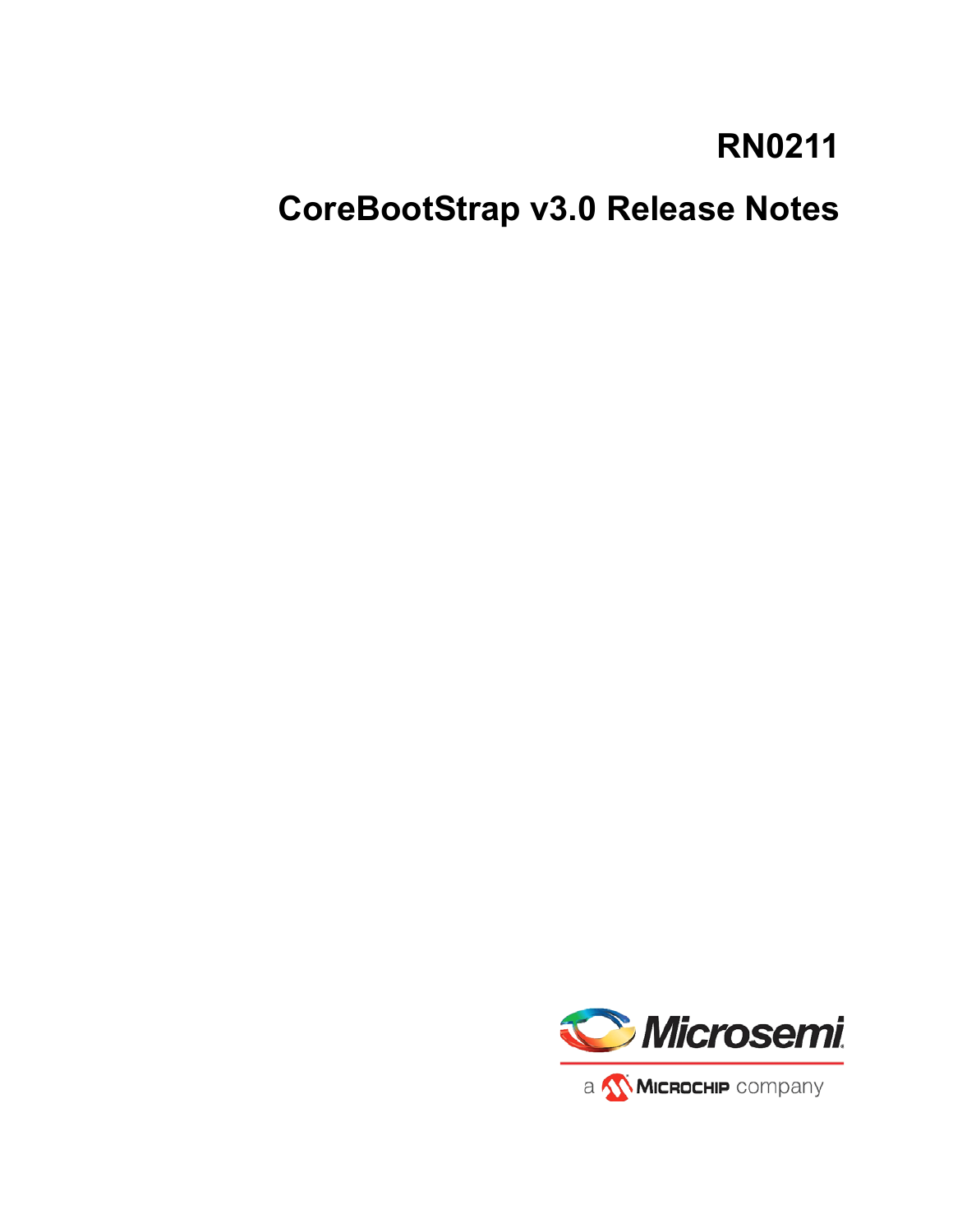# RN0211

# CoreBootStrap v3.0 Release Notes

Microsemi

a Microchip company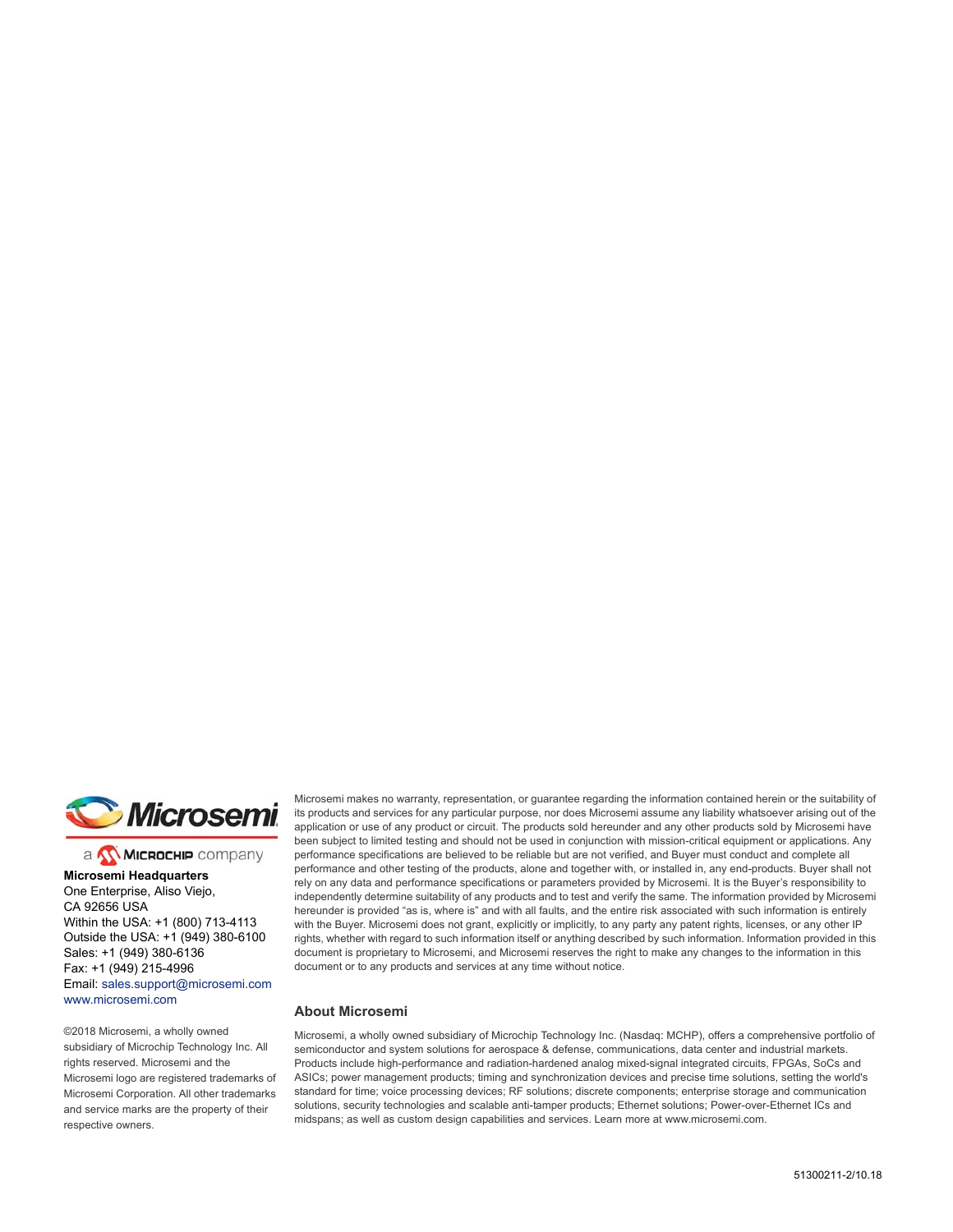Microsemi

a Microchip company

**Microsemi Headquarters**
One Enterprise, Aliso Viejo,
CA 92656 USA
Within the USA: +1 (800) 713-4113
Outside the USA: +1 (949) 380-6100
Sales: +1 (949) 380-6136
Fax: +1 (949) 215-4996
Email: sales.support@microsemi.com
www.microsemi.com

©2018 Microsemi, a wholly owned subsidiary of Microchip Technology Inc. All rights reserved. Microsemi and the Microsemi logo are registered trademarks of Microsemi Corporation. All other trademarks and service marks are the property of their respective owners.

Microsemi makes no warranty, representation, or guarantee regarding the information contained herein or the suitability of its products and services for any particular purpose, nor does Microsemi assume any liability whatsoever arising out of the application or use of any product or circuit. The products sold hereunder and any other products sold by Microsemi have been subject to limited testing and should not be used in conjunction with mission-critical equipment or applications. Any performance specifications are believed to be reliable but are not verified, and Buyer must conduct and complete all performance and other testing of the products, alone and together with, or installed in, any end-products. Buyer shall not rely on any data and performance specifications or parameters provided by Microsemi. It is the Buyer's responsibility to independently determine suitability of any products and to test and verify the same. The information provided by Microsemi hereunder is provided "as is, where is" and with all faults, and the entire risk associated with such information is entirely with the Buyer. Microsemi does not grant, explicitly or implicitly, to any party any patent rights, licenses, or any other IP rights, whether with regard to such information itself or anything described by such information. Information provided in this document is proprietary to Microsemi, and Microsemi reserves the right to make any changes to the information in this document or to any products and services at any time without notice.

### About Microsemi

Microsemi, a wholly owned subsidiary of Microchip Technology Inc. (Nasdaq: MCHP), offers a comprehensive portfolio of semiconductor and system solutions for aerospace & defense, communications, data center and industrial markets. Products include high-performance and radiation-hardened analog mixed-signal integrated circuits, FPGAs, SoCs and ASICs; power management products; timing and synchronization devices and precise time solutions, setting the world's standard for time; voice processing devices; RF solutions; discrete components; enterprise storage and communication solutions, security technologies and scalable anti-tamper products; Ethernet solutions; Power-over-Ethernet ICs and midspans; as well as custom design capabilities and services. Learn more at www.microsemi.com.

51300211-2/10.18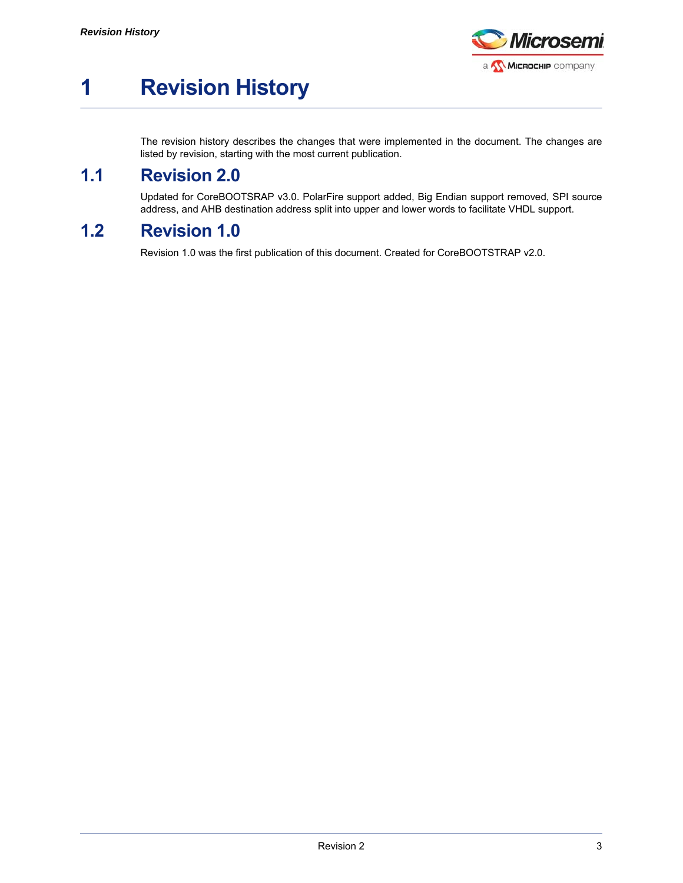# 1 Revision History

The revision history describes the changes that were implemented in the document. The changes are listed by revision, starting with the most current publication.

## 1.1 Revision 2.0

Updated for CoreBOOTSRAP v3.0. PolarFire support added, Big Endian support removed, SPI source address, and AHB destination address split into upper and lower words to facilitate VHDL support.

## 1.2 Revision 1.0

Revision 1.0 was the first publication of this document. Created for CoreBOOTSTRAP v2.0.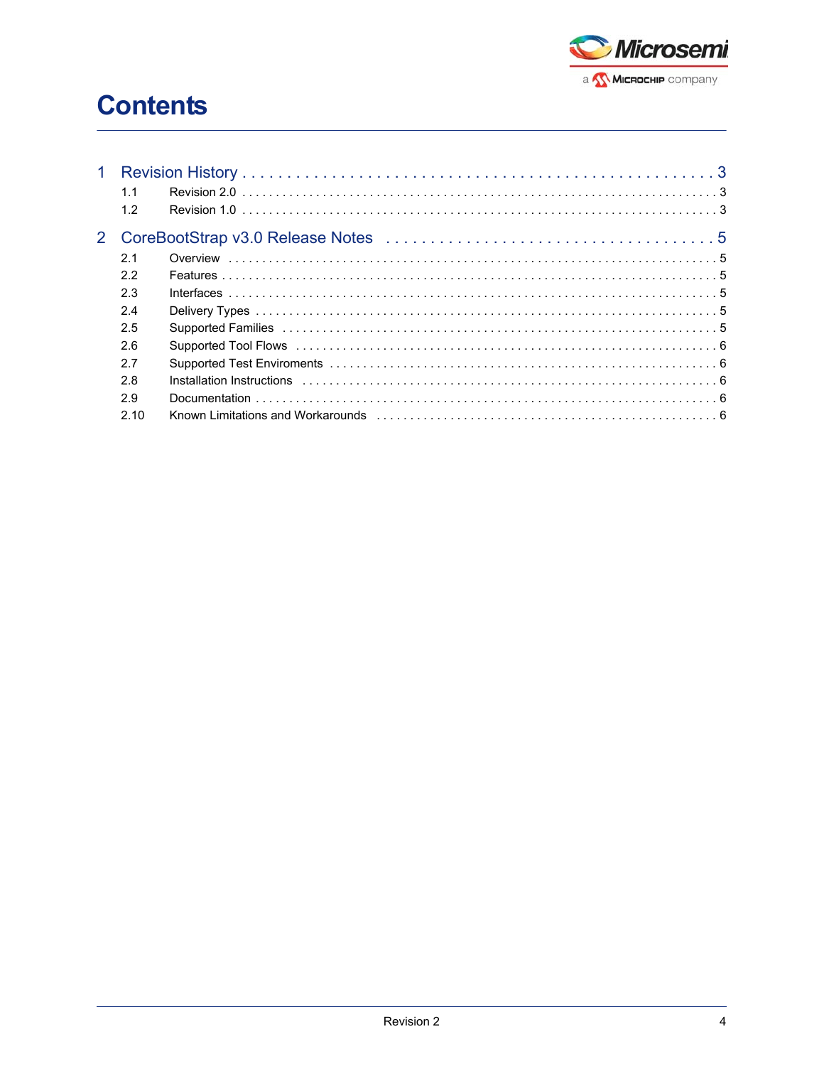# Contents

1 Revision History . . . . . . . . . . . . . . . . . . . . . . . . . . . . . . . . . . . . . . . . . . . . . . . . . . . . 3

- 1.1 Revision 2.0 . . . . . . . . . . . . . . . . . . . . . . . . . . . . . . . . . . . . . . . . . . . . . . . . . . . . . . . . . . . 3
- 1.2 Revision 1.0 . . . . . . . . . . . . . . . . . . . . . . . . . . . . . . . . . . . . . . . . . . . . . . . . . . . . . . . . . . . 3

2 CoreBootStrap v3.0 Release Notes . . . . . . . . . . . . . . . . . . . . . . . . . . . . . . . . . . . . 5

- 2.1 Overview . . . . . . . . . . . . . . . . . . . . . . . . . . . . . . . . . . . . . . . . . . . . . . . . . . . . . . . . . . . . . 5
- 2.2 Features . . . . . . . . . . . . . . . . . . . . . . . . . . . . . . . . . . . . . . . . . . . . . . . . . . . . . . . . . . . . . . 5
- 2.3 Interfaces . . . . . . . . . . . . . . . . . . . . . . . . . . . . . . . . . . . . . . . . . . . . . . . . . . . . . . . . . . . . . 5
- 2.4 Delivery Types . . . . . . . . . . . . . . . . . . . . . . . . . . . . . . . . . . . . . . . . . . . . . . . . . . . . . . . . . 5
- 2.5 Supported Families . . . . . . . . . . . . . . . . . . . . . . . . . . . . . . . . . . . . . . . . . . . . . . . . . . . . . 5
- 2.6 Supported Tool Flows . . . . . . . . . . . . . . . . . . . . . . . . . . . . . . . . . . . . . . . . . . . . . . . . . . . 6
- 2.7 Supported Test Enviroments . . . . . . . . . . . . . . . . . . . . . . . . . . . . . . . . . . . . . . . . . . . . . 6
- 2.8 Installation Instructions . . . . . . . . . . . . . . . . . . . . . . . . . . . . . . . . . . . . . . . . . . . . . . . . . 6
- 2.9 Documentation . . . . . . . . . . . . . . . . . . . . . . . . . . . . . . . . . . . . . . . . . . . . . . . . . . . . . . . . . 6
- 2.10 Known Limitations and Workarounds . . . . . . . . . . . . . . . . . . . . . . . . . . . . . . . . . . . . . 6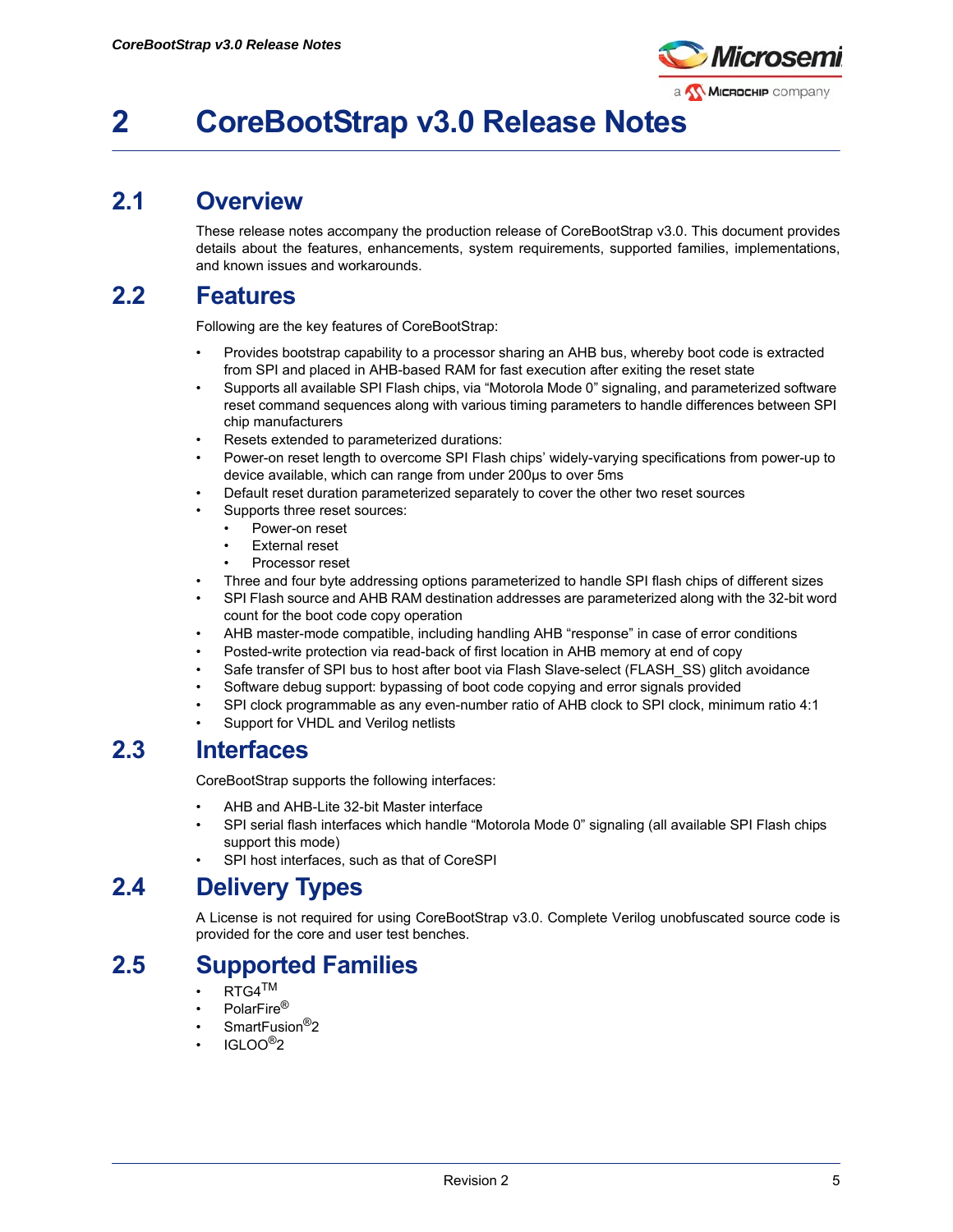# 2 CoreBootStrap v3.0 Release Notes

## 2.1 Overview

These release notes accompany the production release of CoreBootStrap v3.0. This document provides details about the features, enhancements, system requirements, supported families, implementations, and known issues and workarounds.

## 2.2 Features

Following are the key features of CoreBootStrap:

- Provides bootstrap capability to a processor sharing an AHB bus, whereby boot code is extracted from SPI and placed in AHB-based RAM for fast execution after exiting the reset state
- Supports all available SPI Flash chips, via “Motorola Mode 0” signaling, and parameterized software reset command sequences along with various timing parameters to handle differences between SPI chip manufacturers
- Resets extended to parameterized durations:
- Power-on reset length to overcome SPI Flash chips’ widely-varying specifications from power-up to device available, which can range from under 200µs to over 5ms
- Default reset duration parameterized separately to cover the other two reset sources
- Supports three reset sources:
  - Power-on reset
  - External reset
  - Processor reset
- Three and four byte addressing options parameterized to handle SPI flash chips of different sizes
- SPI Flash source and AHB RAM destination addresses are parameterized along with the 32-bit word count for the boot code copy operation
- AHB master-mode compatible, including handling AHB “response” in case of error conditions
- Posted-write protection via read-back of first location in AHB memory at end of copy
- Safe transfer of SPI bus to host after boot via Flash Slave-select (FLASH_SS) glitch avoidance
- Software debug support: bypassing of boot code copying and error signals provided
- SPI clock programmable as any even-number ratio of AHB clock to SPI clock, minimum ratio 4:1
- Support for VHDL and Verilog netlists

## 2.3 Interfaces

CoreBootStrap supports the following interfaces:

- AHB and AHB-Lite 32-bit Master interface
- SPI serial flash interfaces which handle “Motorola Mode 0” signaling (all available SPI Flash chips support this mode)
- SPI host interfaces, such as that of CoreSPI

## 2.4 Delivery Types

A License is not required for using CoreBootStrap v3.0. Complete Verilog unobfuscated source code is provided for the core and user test benches.

## 2.5 Supported Families

- RTG4™
- PolarFire®
- SmartFusion®2
- IGLOO®2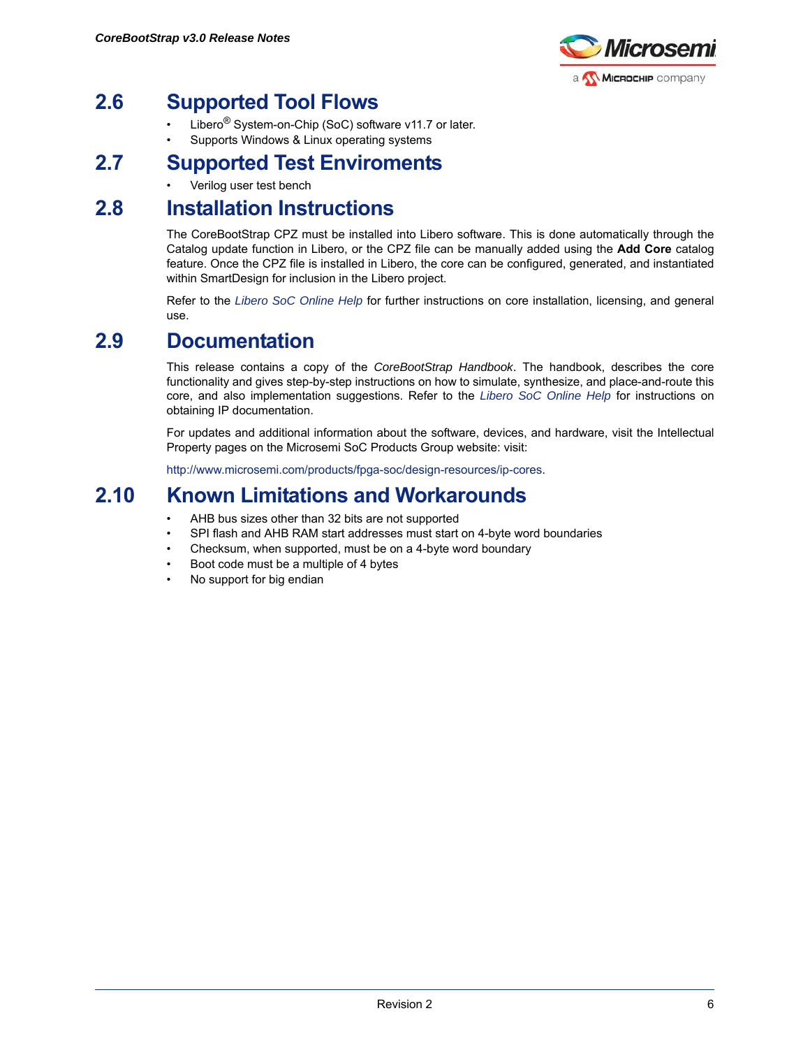## 2.6 Supported Tool Flows

- Libero® System-on-Chip (SoC) software v11.7 or later.
- Supports Windows & Linux operating systems

## 2.7 Supported Test Enviroments

- Verilog user test bench

## 2.8 Installation Instructions

The CoreBootStrap CPZ must be installed into Libero software. This is done automatically through the Catalog update function in Libero, or the CPZ file can be manually added using the **Add Core** catalog feature. Once the CPZ file is installed in Libero, the core can be configured, generated, and instantiated within SmartDesign for inclusion in the Libero project.

Refer to the *Libero SoC Online Help* for further instructions on core installation, licensing, and general use.

## 2.9 Documentation

This release contains a copy of the *CoreBootStrap Handbook*. The handbook, describes the core functionality and gives step-by-step instructions on how to simulate, synthesize, and place-and-route this core, and also implementation suggestions. Refer to the *Libero SoC Online Help* for instructions on obtaining IP documentation.

For updates and additional information about the software, devices, and hardware, visit the Intellectual Property pages on the Microsemi SoC Products Group website: visit:

http://www.microsemi.com/products/fpga-soc/design-resources/ip-cores.

## 2.10 Known Limitations and Workarounds

- AHB bus sizes other than 32 bits are not supported
- SPI flash and AHB RAM start addresses must start on 4-byte word boundaries
- Checksum, when supported, must be on a 4-byte word boundary
- Boot code must be a multiple of 4 bytes
- No support for big endian